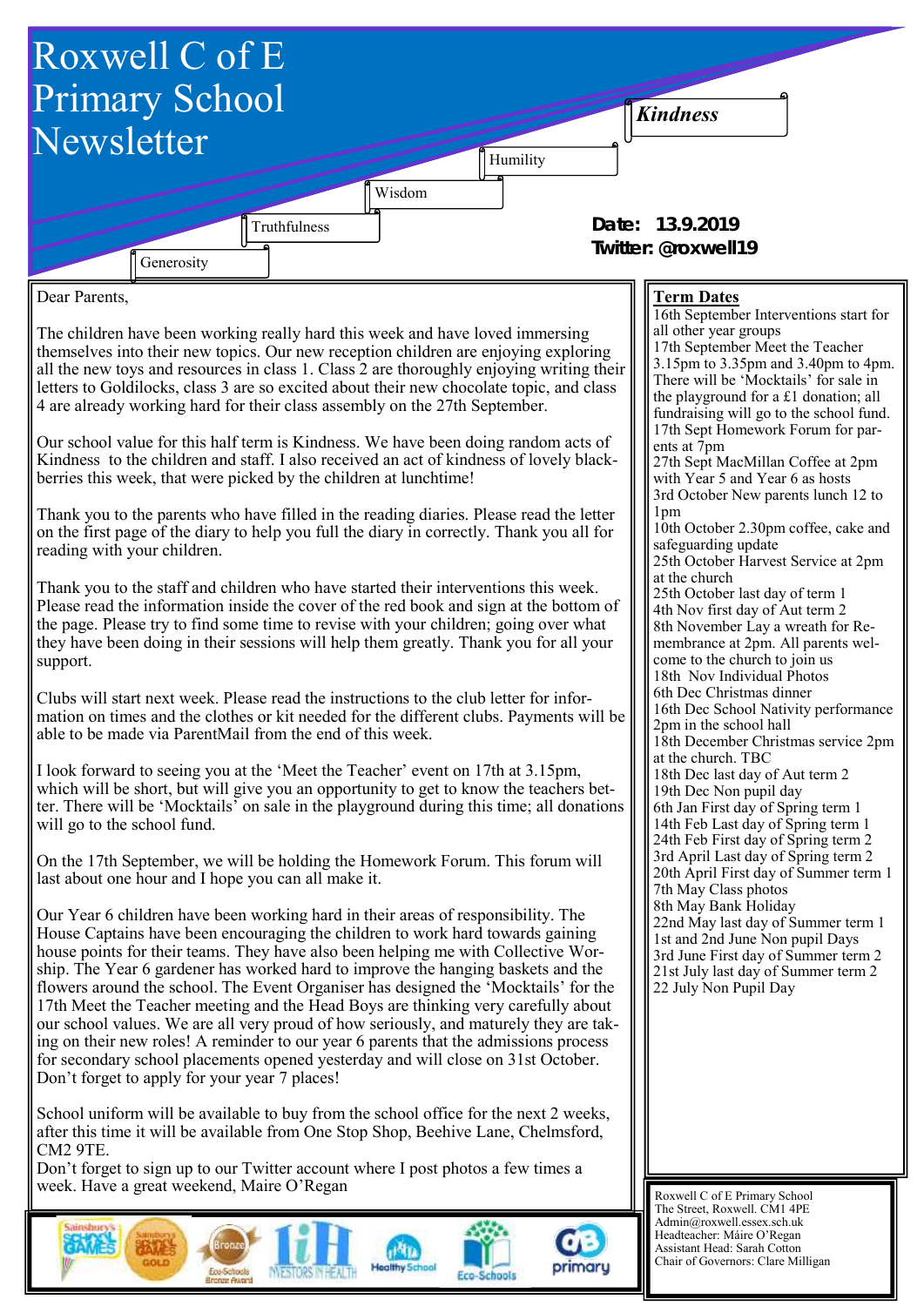# Roxwell C of E Primary School Newsletter

Generosity

Truthfulness

Wisdom

Humility

*Kindness*

**Date: 13.9.2019**
**Twitter: @roxwell19**

Dear Parents,

The children have been working really hard this week and have loved immersing themselves into their new topics. Our new reception children are enjoying exploring all the new toys and resources in class 1. Class 2 are thoroughly enjoying writing their letters to Goldilocks, class 3 are so excited about their new chocolate topic, and class 4 are already working hard for their class assembly on the 27th September.

Our school value for this half term is Kindness. We have been doing random acts of Kindness to the children and staff. I also received an act of kindness of lovely blackberries this week, that were picked by the children at lunchtime!

Thank you to the parents who have filled in the reading diaries. Please read the letter on the first page of the diary to help you full the diary in correctly. Thank you all for reading with your children.

Thank you to the staff and children who have started their interventions this week. Please read the information inside the cover of the red book and sign at the bottom of the page. Please try to find some time to revise with your children; going over what they have been doing in their sessions will help them greatly. Thank you for all your support.

Clubs will start next week. Please read the instructions to the club letter for information on times and the clothes or kit needed for the different clubs. Payments will be able to be made via ParentMail from the end of this week.

I look forward to seeing you at the 'Meet the Teacher' event on 17th at 3.15pm, which will be short, but will give you an opportunity to get to know the teachers better. There will be 'Mocktails' on sale in the playground during this time; all donations will go to the school fund.

On the 17th September, we will be holding the Homework Forum. This forum will last about one hour and I hope you can all make it.

Our Year 6 children have been working hard in their areas of responsibility. The House Captains have been encouraging the children to work hard towards gaining house points for their teams. They have also been helping me with Collective Worship. The Year 6 gardener has worked hard to improve the hanging baskets and the flowers around the school. The Event Organiser has designed the 'Mocktails' for the 17th Meet the Teacher meeting and the Head Boys are thinking very carefully about our school values. We are all very proud of how seriously, and maturely they are taking on their new roles! A reminder to our year 6 parents that the admissions process for secondary school placements opened yesterday and will close on 31st October. Don't forget to apply for your year 7 places!

School uniform will be available to buy from the school office for the next 2 weeks, after this time it will be available from One Stop Shop, Beehive Lane, Chelmsford, CM2 9TE.

Don't forget to sign up to our Twitter account where I post photos a few times a week. Have a great weekend, Maire O'Regan

## Term Dates

16th September Interventions start for all other year groups
17th September Meet the Teacher 3.15pm to 3.35pm and 3.40pm to 4pm. There will be 'Mocktails' for sale in the playground for a £1 donation; all fundraising will go to the school fund.
17th Sept Homework Forum for parents at 7pm
27th Sept MacMillan Coffee at 2pm with Year 5 and Year 6 as hosts
3rd October New parents lunch 12 to 1pm
10th October 2.30pm coffee, cake and safeguarding update
25th October Harvest Service at 2pm at the church
25th October last day of term 1
4th Nov first day of Aut term 2
8th November Lay a wreath for Remembrance at 2pm. All parents welcome to the church to join us
18th Nov Individual Photos
6th Dec Christmas dinner
16th Dec School Nativity performance 2pm in the school hall
18th December Christmas service 2pm at the church. TBC
18th Dec last day of Aut term 2
19th Dec Non pupil day
6th Jan First day of Spring term 1
14th Feb Last day of Spring term 1
24th Feb First day of Spring term 2
3rd April Last day of Spring term 2
20th April First day of Summer term 1
7th May Class photos
8th May Bank Holiday
22nd May last day of Summer term 1
1st and 2nd June Non pupil Days
3rd June First day of Summer term 2
21st July last day of Summer term 2
22 July Non Pupil Day

Roxwell C of E Primary School
The Street, Roxwell. CM1 4PE
Admin@roxwell.essex.sch.uk
Headteacher: Máire O'Regan
Assistant Head: Sarah Cotton
Chair of Governors: Clare Milligan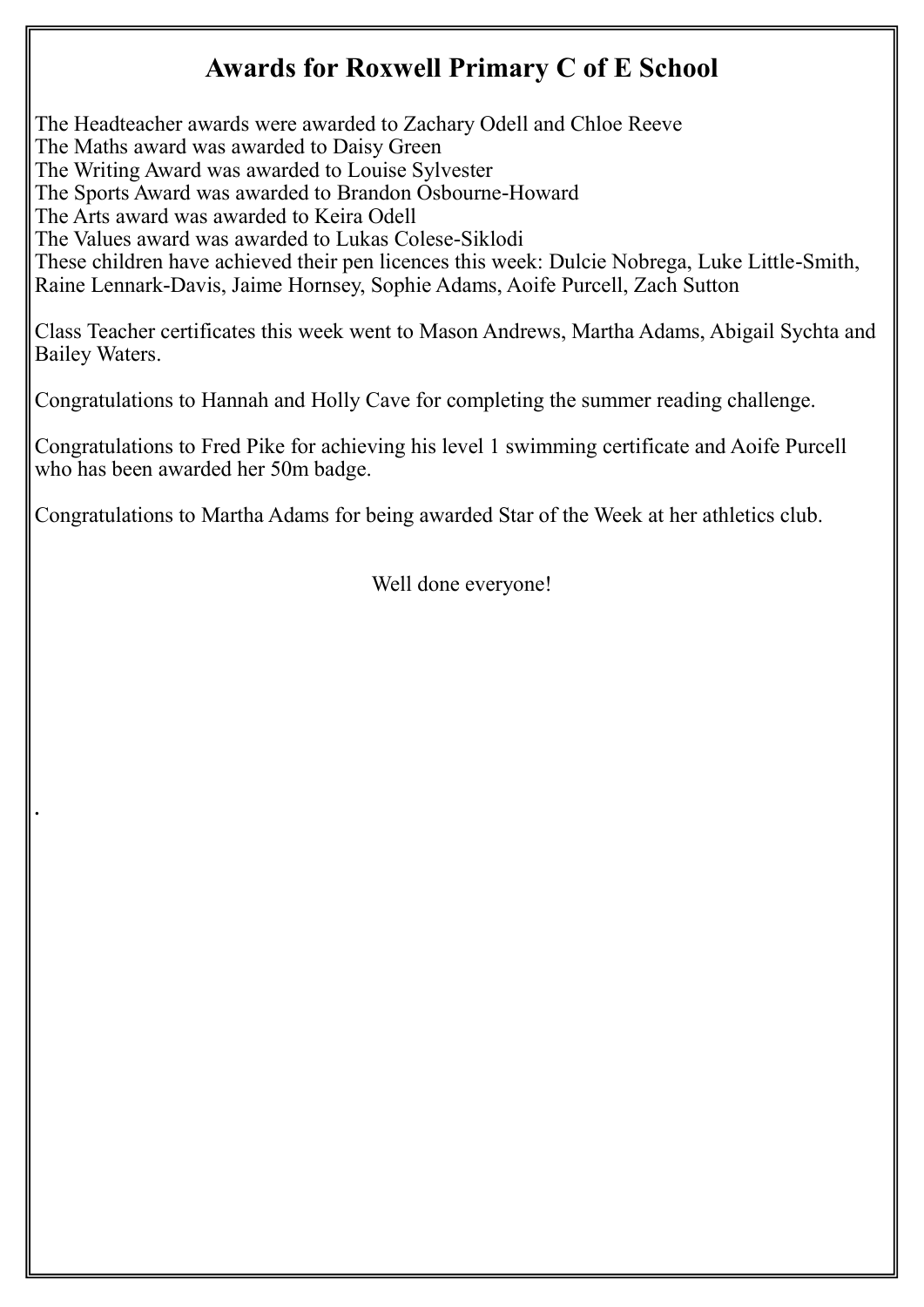# Awards for Roxwell Primary C of E School

The Headteacher awards were awarded to Zachary Odell and Chloe Reeve
The Maths award was awarded to Daisy Green
The Writing Award was awarded to Louise Sylvester
The Sports Award was awarded to Brandon Osbourne-Howard
The Arts award was awarded to Keira Odell
The Values award was awarded to Lukas Colese-Siklodi
These children have achieved their pen licences this week: Dulcie Nobrega, Luke Little-Smith, Raine Lennark-Davis, Jaime Hornsey, Sophie Adams, Aoife Purcell, Zach Sutton

Class Teacher certificates this week went to Mason Andrews, Martha Adams, Abigail Sychta and Bailey Waters.

Congratulations to Hannah and Holly Cave for completing the summer reading challenge.

Congratulations to Fred Pike for achieving his level 1 swimming certificate and Aoife Purcell who has been awarded her 50m badge.

Congratulations to Martha Adams for being awarded Star of the Week at her athletics club.

Well done everyone!

.